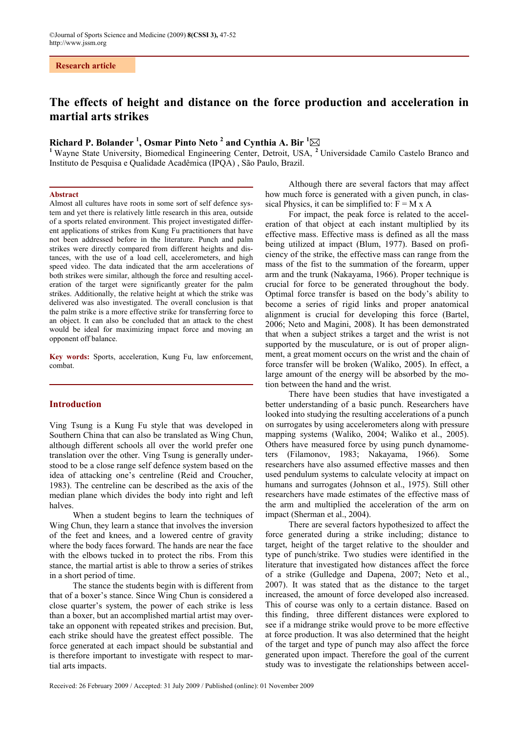Research article

# The effects of height and distance on the force production and acceleration in martial arts strikes

**Richard P. Bolander [1], Osmar Pinto Neto [2] and Cynthia A. Bir [1]✉**

[1] Wayne State University, Biomedical Engineering Center, Detroit, USA, [2] Universidade Camilo Castelo Branco and Instituto de Pesquisa e Qualidade Acadêmica (IPQA) , São Paulo, Brazil.

## Abstract

Almost all cultures have roots in some sort of self defence system and yet there is relatively little research in this area, outside of a sports related environment. This project investigated different applications of strikes from Kung Fu practitioners that have not been addressed before in the literature. Punch and palm strikes were directly compared from different heights and distances, with the use of a load cell, accelerometers, and high speed video. The data indicated that the arm accelerations of both strikes were similar, although the force and resulting acceleration of the target were significantly greater for the palm strikes. Additionally, the relative height at which the strike was delivered was also investigated. The overall conclusion is that the palm strike is a more effective strike for transferring force to an object. It can also be concluded that an attack to the chest would be ideal for maximizing impact force and moving an opponent off balance.

**Key words:** Sports, acceleration, Kung Fu, law enforcement, combat.

## Introduction

Ving Tsung is a Kung Fu style that was developed in Southern China that can also be translated as Wing Chun, although different schools all over the world prefer one translation over the other. Ving Tsung is generally understood to be a close range self defence system based on the idea of attacking one's centreline (Reid and Croucher, 1983). The centreline can be described as the axis of the median plane which divides the body into right and left halves.

When a student begins to learn the techniques of Wing Chun, they learn a stance that involves the inversion of the feet and knees, and a lowered centre of gravity where the body faces forward. The hands are near the face with the elbows tucked in to protect the ribs. From this stance, the martial artist is able to throw a series of strikes in a short period of time.

The stance the students begin with is different from that of a boxer's stance. Since Wing Chun is considered a close quarter's system, the power of each strike is less than a boxer, but an accomplished martial artist may overtake an opponent with repeated strikes and precision. But, each strike should have the greatest effect possible. The force generated at each impact should be substantial and is therefore important to investigate with respect to martial arts impacts.

Although there are several factors that may affect how much force is generated with a given punch, in classical Physics, it can be simplified to: $F = M \times A$

For impact, the peak force is related to the acceleration of that object at each instant multiplied by its effective mass. Effective mass is defined as all the mass being utilized at impact (Blum, 1977). Based on proficiency of the strike, the effective mass can range from the mass of the fist to the summation of the forearm, upper arm and the trunk (Nakayama, 1966). Proper technique is crucial for force to be generated throughout the body. Optimal force transfer is based on the body's ability to become a series of rigid links and proper anatomical alignment is crucial for developing this force (Bartel, 2006; Neto and Magini, 2008). It has been demonstrated that when a subject strikes a target and the wrist is not supported by the musculature, or is out of proper alignment, a great moment occurs on the wrist and the chain of force transfer will be broken (Waliko, 2005). In effect, a large amount of the energy will be absorbed by the motion between the hand and the wrist.

There have been studies that have investigated a better understanding of a basic punch. Researchers have looked into studying the resulting accelerations of a punch on surrogates by using accelerometers along with pressure mapping systems (Waliko, 2004; Waliko et al., 2005). Others have measured force by using punch dynamometers (Filamonov, 1983; Nakayama, 1966). Some researchers have also assumed effective masses and then used pendulum systems to calculate velocity at impact on humans and surrogates (Johnson et al., 1975). Still other researchers have made estimates of the effective mass of the arm and multiplied the acceleration of the arm on impact (Sherman et al., 2004).

There are several factors hypothesized to affect the force generated during a strike including; distance to target, height of the target relative to the shoulder and type of punch/strike. Two studies were identified in the literature that investigated how distances affect the force of a strike (Gulledge and Dapena, 2007; Neto et al., 2007). It was stated that as the distance to the target increased, the amount of force developed also increased. This of course was only to a certain distance. Based on this finding, three different distances were explored to see if a midrange strike would prove to be more effective at force production. It was also determined that the height of the target and type of punch may also affect the force generated upon impact. Therefore the goal of the current study was to investigate the relationships between accel-

Received: 26 February 2009 / Accepted: 31 July 2009 / Published (online): 01 November 2009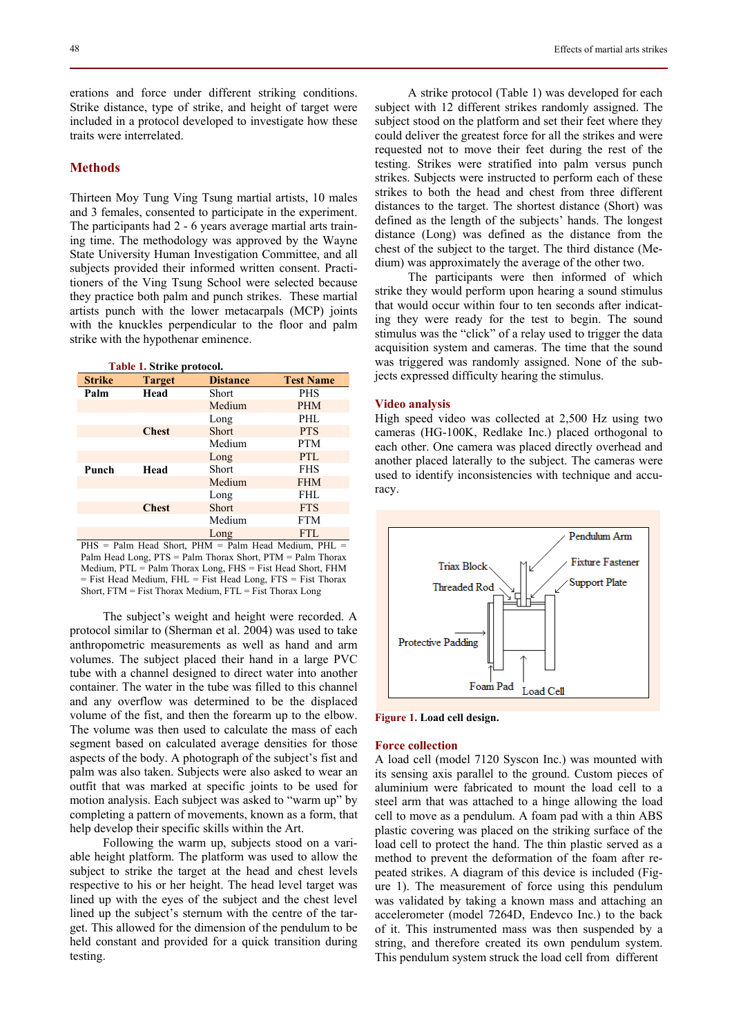erations and force under different striking conditions. Strike distance, type of strike, and height of target were included in a protocol developed to investigate how these traits were interrelated.

## Methods

Thirteen Moy Tung Ving Tsung martial artists, 10 males and 3 females, consented to participate in the experiment. The participants had 2 - 6 years average martial arts training time. The methodology was approved by the Wayne State University Human Investigation Committee, and all subjects provided their informed written consent. Practitioners of the Ving Tsung School were selected because they practice both palm and punch strikes. These martial artists punch with the lower metacarpals (MCP) joints with the knuckles perpendicular to the floor and palm strike with the hypothenar eminence.

**Table 1. Strike protocol.**

| Strike | Target | Distance | Test Name |
|---|---|---|---|
| **Palm** | **Head** | Short | PHS |
| | | Medium | PHM |
| | | Long | PHL |
| | **Chest** | Short | PTS |
| | | Medium | PTM |
| | | Long | PTL |
| **Punch** | **Head** | Short | FHS |
| | | Medium | FHM |
| | | Long | FHL |
| | **Chest** | Short | FTS |
| | | Medium | FTM |
| | | Long | FTL |

PHS = Palm Head Short, PHM = Palm Head Medium, PHL = Palm Head Long, PTS = Palm Thorax Short, PTM = Palm Thorax Medium, PTL = Palm Thorax Long, FHS = Fist Head Short, FHM = Fist Head Medium, FHL = Fist Head Long, FTS = Fist Thorax Short, FTM = Fist Thorax Medium, FTL = Fist Thorax Long

The subject's weight and height were recorded. A protocol similar to (Sherman et al. 2004) was used to take anthropometric measurements as well as hand and arm volumes. The subject placed their hand in a large PVC tube with a channel designed to direct water into another container. The water in the tube was filled to this channel and any overflow was determined to be the displaced volume of the fist, and then the forearm up to the elbow. The volume was then used to calculate the mass of each segment based on calculated average densities for those aspects of the body. A photograph of the subject's fist and palm was also taken. Subjects were also asked to wear an outfit that was marked at specific joints to be used for motion analysis. Each subject was asked to "warm up" by completing a pattern of movements, known as a form, that help develop their specific skills within the Art.

Following the warm up, subjects stood on a variable height platform. The platform was used to allow the subject to strike the target at the head and chest levels respective to his or her height. The head level target was lined up with the eyes of the subject and the chest level lined up the subject's sternum with the centre of the target. This allowed for the dimension of the pendulum to be held constant and provided for a quick transition during testing.

A strike protocol (Table 1) was developed for each subject with 12 different strikes randomly assigned. The subject stood on the platform and set their feet where they could deliver the greatest force for all the strikes and were requested not to move their feet during the rest of the testing. Strikes were stratified into palm versus punch strikes. Subjects were instructed to perform each of these strikes to both the head and chest from three different distances to the target. The shortest distance (Short) was defined as the length of the subjects' hands. The longest distance (Long) was defined as the distance from the chest of the subject to the target. The third distance (Medium) was approximately the average of the other two.

The participants were then informed of which strike they would perform upon hearing a sound stimulus that would occur within four to ten seconds after indicating they were ready for the test to begin. The sound stimulus was the "click" of a relay used to trigger the data acquisition system and cameras. The time that the sound was triggered was randomly assigned. None of the subjects expressed difficulty hearing the stimulus.

### Video analysis

High speed video was collected at 2,500 Hz using two cameras (HG-100K, Redlake Inc.) placed orthogonal to each other. One camera was placed directly overhead and another placed laterally to the subject. The cameras were used to identify inconsistencies with technique and accuracy.

Pendulum Arm, Fixture Fastener, Triax Block, Threaded Rod, Support Plate, Protective Padding, Foam Pad, Load Cell

**Figure 1.** Load cell design.

### Force collection

A load cell (model 7120 Syscon Inc.) was mounted with its sensing axis parallel to the ground. Custom pieces of aluminium were fabricated to mount the load cell to a steel arm that was attached to a hinge allowing the load cell to move as a pendulum. A foam pad with a thin ABS plastic covering was placed on the striking surface of the load cell to protect the hand. The thin plastic served as a method to prevent the deformation of the foam after repeated strikes. A diagram of this device is included (Figure 1). The measurement of force using this pendulum was validated by taking a known mass and attaching an accelerometer (model 7264D, Endevco Inc.) to the back of it. This instrumented mass was then suspended by a string, and therefore created its own pendulum system. This pendulum system struck the load cell from different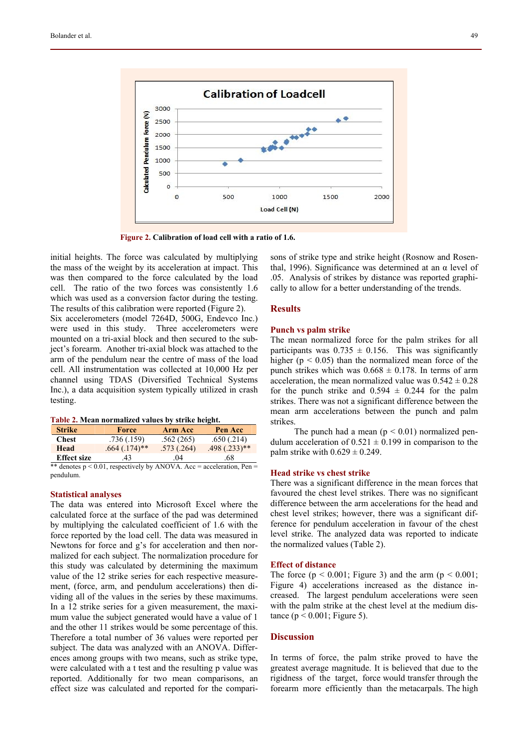**Figure 2.** Calibration of load cell with a ratio of 1.6.

initial heights. The force was calculated by multiplying the mass of the weight by its acceleration at impact. This was then compared to the force calculated by the load cell. The ratio of the two forces was consistently 1.6 which was used as a conversion factor during the testing. The results of this calibration were reported (Figure 2).

Six accelerometers (model 7264D, 500G, Endevco Inc.) were used in this study. Three accelerometers were mounted on a tri-axial block and then secured to the subject's forearm. Another tri-axial block was attached to the arm of the pendulum near the centre of mass of the load cell. All instrumentation was collected at 10,000 Hz per channel using TDAS (Diversified Technical Systems Inc.), a data acquisition system typically utilized in crash testing.

**Table 2.** Mean normalized values by strike height.

| Strike | Force | Arm Acc | Pen Acc |
|---|---|---|---|
| Chest | .736 (.159) | .562 (265) | .650 (.214) |
| Head | .664 (.174)** | .573 (.264) | .498 (.233)** |
| Effect size | .43 | .04 | .68 |

** denotes $p < 0.01$, respectively by ANOVA. Acc = acceleration, Pen = pendulum.

### Statistical analyses

The data was entered into Microsoft Excel where the calculated force at the surface of the pad was determined by multiplying the calculated coefficient of 1.6 with the force reported by the load cell. The data was measured in Newtons for force and g's for acceleration and then normalized for each subject. The normalization procedure for this study was calculated by determining the maximum value of the 12 strike series for each respective measurement, (force, arm, and pendulum accelerations) then dividing all of the values in the series by these maximums. In a 12 strike series for a given measurement, the maximum value the subject generated would have a value of 1 and the other 11 strikes would be some percentage of this. Therefore a total number of 36 values were reported per subject. The data was analyzed with an ANOVA. Differences among groups with two means, such as strike type, were calculated with a t test and the resulting p value was reported. Additionally for two mean comparisons, an effect size was calculated and reported for the comparisons of strike type and strike height (Rosnow and Rosenthal, 1996). Significance was determined at an α level of .05. Analysis of strikes by distance was reported graphically to allow for a better understanding of the trends.

## Results

### Punch vs palm strike

The mean normalized force for the palm strikes for all participants was $0.735 \pm 0.156$. This was significantly higher ($p < 0.05$) than the normalized mean force of the punch strikes which was $0.668 \pm 0.178$. In terms of arm acceleration, the mean normalized value was $0.542 \pm 0.28$ for the punch strike and $0.594 \pm 0.244$ for the palm strikes. There was not a significant difference between the mean arm accelerations between the punch and palm strikes.

The punch had a mean ($p < 0.01$) normalized pendulum acceleration of $0.521 \pm 0.199$ in comparison to the palm strike with $0.629 \pm 0.249$.

### Head strike vs chest strike

There was a significant difference in the mean forces that favoured the chest level strikes. There was no significant difference between the arm accelerations for the head and chest level strikes; however, there was a significant difference for pendulum acceleration in favour of the chest level strike. The analyzed data was reported to indicate the normalized values (Table 2).

### Effect of distance

The force ($p < 0.001$; Figure 3) and the arm ($p < 0.001$; Figure 4) accelerations increased as the distance increased. The largest pendulum accelerations were seen with the palm strike at the chest level at the medium distance ($p < 0.001$; Figure 5).

## Discussion

In terms of force, the palm strike proved to have the greatest average magnitude. It is believed that due to the rigidness of the target, force would transfer through the forearm more efficiently than the metacarpals. The high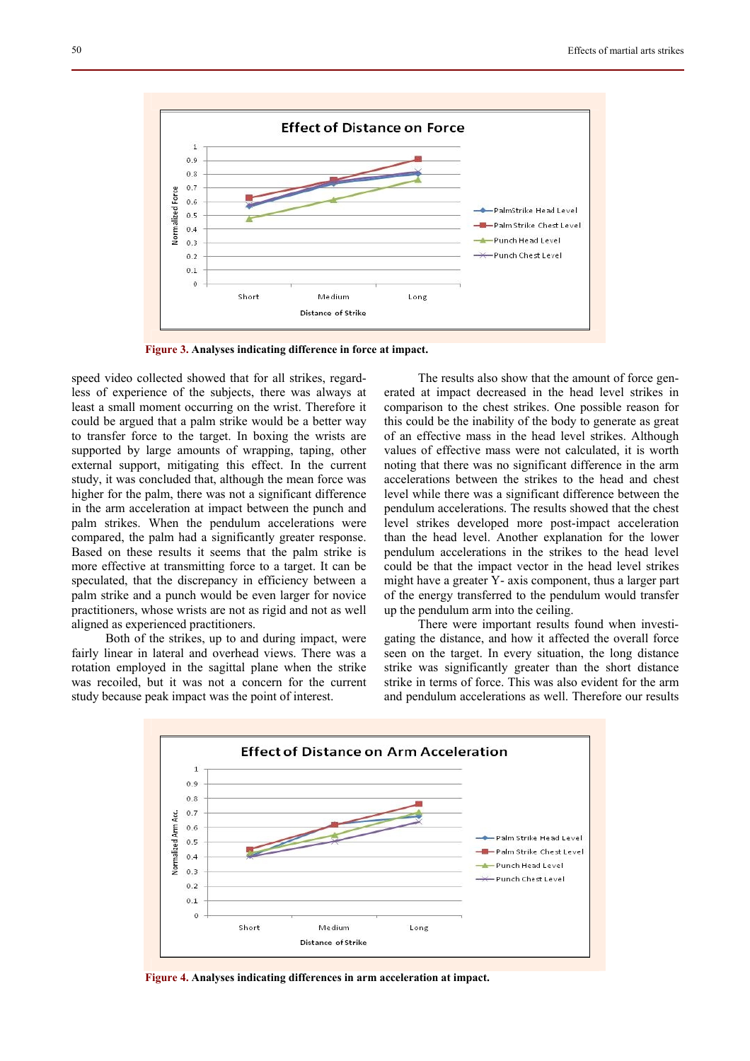**Figure 3.** **Analyses indicating difference in force at impact.**

speed video collected showed that for all strikes, regardless of experience of the subjects, there was always at least a small moment occurring on the wrist. Therefore it could be argued that a palm strike would be a better way to transfer force to the target. In boxing the wrists are supported by large amounts of wrapping, taping, other external support, mitigating this effect. In the current study, it was concluded that, although the mean force was higher for the palm, there was not a significant difference in the arm acceleration at impact between the punch and palm strikes. When the pendulum accelerations were compared, the palm had a significantly greater response. Based on these results it seems that the palm strike is more effective at transmitting force to a target. It can be speculated, that the discrepancy in efficiency between a palm strike and a punch would be even larger for novice practitioners, whose wrists are not as rigid and not as well aligned as experienced practitioners.

Both of the strikes, up to and during impact, were fairly linear in lateral and overhead views. There was a rotation employed in the sagittal plane when the strike was recoiled, but it was not a concern for the current study because peak impact was the point of interest.

The results also show that the amount of force generated at impact decreased in the head level strikes in comparison to the chest strikes. One possible reason for this could be the inability of the body to generate as great of an effective mass in the head level strikes. Although values of effective mass were not calculated, it is worth noting that there was no significant difference in the arm accelerations between the strikes to the head and chest level while there was a significant difference between the pendulum accelerations. The results showed that the chest level strikes developed more post-impact acceleration than the head level. Another explanation for the lower pendulum accelerations in the strikes to the head level could be that the impact vector in the head level strikes might have a greater Y- axis component, thus a larger part of the energy transferred to the pendulum would transfer up the pendulum arm into the ceiling.

There were important results found when investigating the distance, and how it affected the overall force seen on the target. In every situation, the long distance strike was significantly greater than the short distance strike in terms of force. This was also evident for the arm and pendulum accelerations as well. Therefore our results

**Figure 4.** **Analyses indicating differences in arm acceleration at impact.**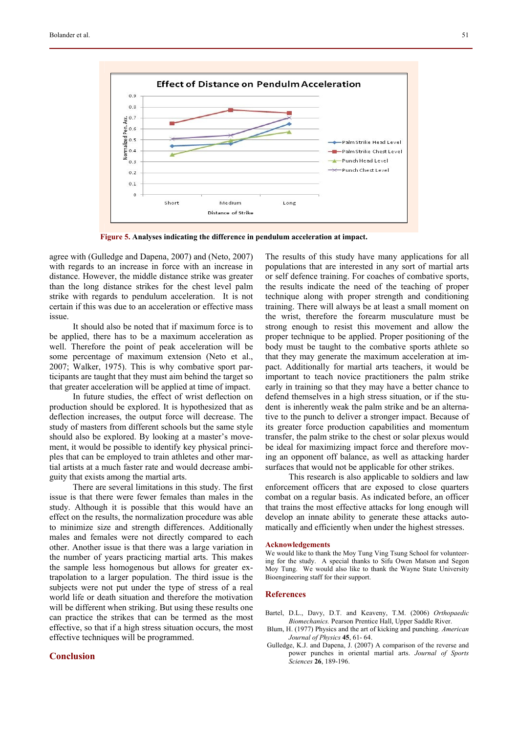**Figure 5. Analyses indicating the difference in pendulum acceleration at impact.**

agree with (Gulledge and Dapena, 2007) and (Neto, 2007) with regards to an increase in force with an increase in distance. However, the middle distance strike was greater than the long distance strikes for the chest level palm strike with regards to pendulum acceleration. It is not certain if this was due to an acceleration or effective mass issue.

It should also be noted that if maximum force is to be applied, there has to be a maximum acceleration as well. Therefore the point of peak acceleration will be some percentage of maximum extension (Neto et al., 2007; Walker, 1975). This is why combative sport participants are taught that they must aim behind the target so that greater acceleration will be applied at time of impact.

In future studies, the effect of wrist deflection on production should be explored. It is hypothesized that as deflection increases, the output force will decrease. The study of masters from different schools but the same style should also be explored. By looking at a master's movement, it would be possible to identify key physical principles that can be employed to train athletes and other martial artists at a much faster rate and would decrease ambiguity that exists among the martial arts.

There are several limitations in this study. The first issue is that there were fewer females than males in the study. Although it is possible that this would have an effect on the results, the normalization procedure was able to minimize size and strength differences. Additionally males and females were not directly compared to each other. Another issue is that there was a large variation in the number of years practicing martial arts. This makes the sample less homogenous but allows for greater extrapolation to a larger population. The third issue is the subjects were not put under the type of stress of a real world life or death situation and therefore the motivation will be different when striking. But using these results one can practice the strikes that can be termed as the most effective, so that if a high stress situation occurs, the most effective techniques will be programmed.

## Conclusion

The results of this study have many applications for all populations that are interested in any sort of martial arts or self defence training. For coaches of combative sports, the results indicate the need of the teaching of proper technique along with proper strength and conditioning training. There will always be at least a small moment on the wrist, therefore the forearm musculature must be strong enough to resist this movement and allow the proper technique to be applied. Proper positioning of the body must be taught to the combative sports athlete so that they may generate the maximum acceleration at impact. Additionally for martial arts teachers, it would be important to teach novice practitioners the palm strike early in training so that they may have a better chance to defend themselves in a high stress situation, or if the student is inherently weak the palm strike and be an alternative to the punch to deliver a stronger impact. Because of its greater force production capabilities and momentum transfer, the palm strike to the chest or solar plexus would be ideal for maximizing impact force and therefore moving an opponent off balance, as well as attacking harder surfaces that would not be applicable for other strikes.

This research is also applicable to soldiers and law enforcement officers that are exposed to close quarters combat on a regular basis. As indicated before, an officer that trains the most effective attacks for long enough will develop an innate ability to generate these attacks automatically and efficiently when under the highest stresses.

## Acknowledgements

We would like to thank the Moy Tung Ving Tsung School for volunteering for the study. A special thanks to Sifu Owen Matson and Segon Moy Tung. We would also like to thank the Wayne State University Bioengineering staff for their support.

## References

Bartel, D.L., Davy, D.T. and Keaveny, T.M. (2006) *Orthopaedic Biomechanics.* Pearson Prentice Hall, Upper Saddle River.

Blum, H. (1977) Physics and the art of kicking and punching. *American Journal of Physics* **45**, 61- 64.

Gulledge, K.J. and Dapena, J. (2007) A comparison of the reverse and power punches in oriental martial arts. *Journal of Sports Sciences* **26**, 189-196.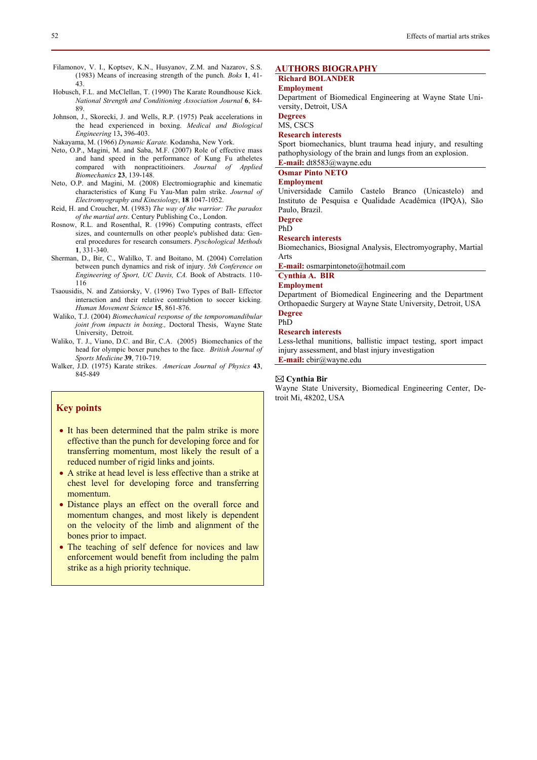Filamonov, V. I., Koptsev, K.N., Husyanov, Z.M. and Nazarov, S.S. (1983) Means of increasing strength of the punch. *Boks* **1**, 41-43.

Hobusch, F.L. and McClellan, T. (1990) The Karate Roundhouse Kick. *National Strength and Conditioning Association Journal* **6**, 84-89.

Johnson, J., Skorecki, J. and Wells, R.P. (1975) Peak accelerations in the head experienced in boxing. *Medical and Biological Engineering* 13**,** 396-403.

Nakayama, M. (1966) *Dynamic Karate.* Kodansha, New York.

Neto, O.P., Magini, M. and Saba, M.F. (2007) Role of effective mass and hand speed in the performance of Kung Fu atheletes compared with nonpractitioiners. *Journal of Applied Biomechanics* **23**, 139-148.

Neto, O.P. and Magini, M. (2008) Electromiographic and kinematic characteristics of Kung Fu Yau-Man palm strike. *Journal of Electromyography and Kinesiology*, **18** 1047-1052.

Reid, H. and Croucher, M. (1983) *The way of the warrior: The paradox of the martial arts*. Century Publishing Co., London.

Rosnow, R.L. and Rosenthal, R. (1996) Computing contrasts, effect sizes, and counternulls on other people's published data: General procedures for research consumers. *Pyschological Methods* **1**, 331-340.

Sherman, D., Bir, C., Walilko, T. and Boitano, M. (2004) Correlation between punch dynamics and risk of injury. *5th Conference on Engineering of Sport, UC Davis, CA.* Book of Abstracts. 110-116

Tsaousidis, N. and Zatsiorsky, V. (1996) Two Types of Ball- Effector interaction and their relative contriubtion to soccer kicking. *Human Movement Science* **15**, 861-876.

Waliko, T.J. (2004) *Biomechanical response of the temporomandibular joint from impacts in boxing.,* Doctoral Thesis, Wayne State University, Detroit.

Waliko, T. J., Viano, D.C. and Bir, C.A. (2005) Biomechanics of the head for olympic boxer punches to the face. *British Journal of Sports Medicine* **39**, 710-719.

Walker, J.D. (1975) Karate strikes. *American Journal of Physics* **43**, 845-849

## Key points

- It has been determined that the palm strike is more effective than the punch for developing force and for transferring momentum, most likely the result of a reduced number of rigid links and joints.
- A strike at head level is less effective than a strike at chest level for developing force and transferring momentum.
- Distance plays an effect on the overall force and momentum changes, and most likely is dependent on the velocity of the limb and alignment of the bones prior to impact.
- The teaching of self defence for novices and law enforcement would benefit from including the palm strike as a high priority technique.

## AUTHORS BIOGRAPHY

### Richard BOLANDER

**Employment**

Department of Biomedical Engineering at Wayne State University, Detroit, USA

**Degrees**

MS, CSCS

**Research interests**

Sport biomechanics, blunt trauma head injury, and resulting pathophysiology of the brain and lungs from an explosion.

**E-mail:** dt8583@wayne.edu

### Osmar Pinto NETO

**Employment**

Universidade Camilo Castelo Branco (Unicastelo) and Instituto de Pesquisa e Qualidade Acadêmica (IPQA), São Paulo, Brazil.

**Degree**

PhD

**Research interests**

Biomechanics, Biosignal Analysis, Electromyography, Martial Arts

**E-mail:** osmarpintoneto@hotmail.com

### Cynthia A. BIR

**Employment**

Department of Biomedical Engineering and the Department Orthopaedic Surgery at Wayne State University, Detroit, USA

**Degree**

PhD

**Research interests**

Less-lethal munitions, ballistic impact testing, sport impact injury assessment, and blast injury investigation

**E-mail:** cbir@wayne.edu

✉ **Cynthia Bir**

Wayne State University, Biomedical Engineering Center, Detroit Mi, 48202, USA